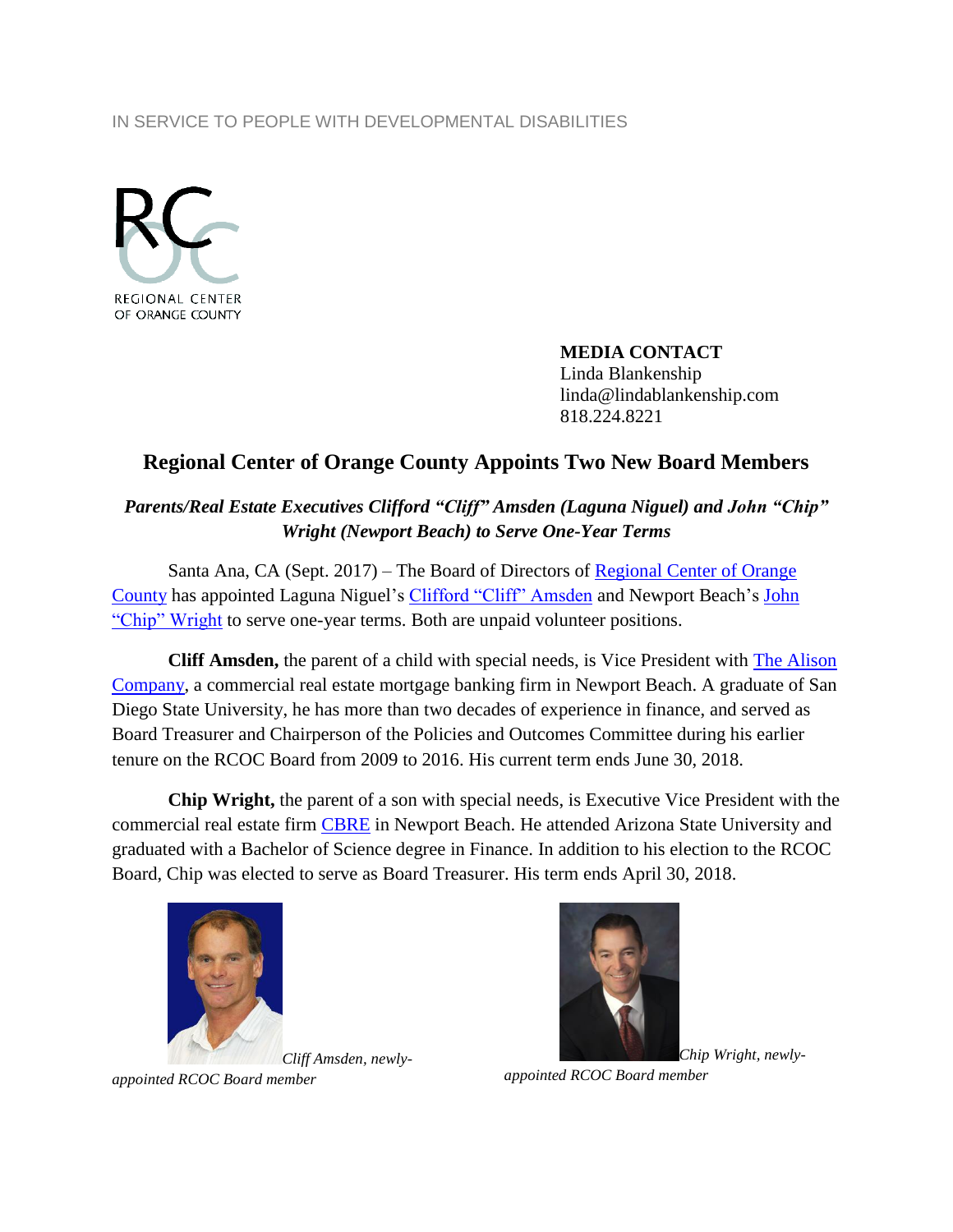IN SERVICE TO PEOPLE WITH DEVELOPMENTAL DISABILITIES

REGIONAL CENTER OF ORANGE COUNTY

**MEDIA CONTACT**
Linda Blankenship
linda@lindablankenship.com
818.224.8221

## Regional Center of Orange County Appoints Two New Board Members

***Parents/Real Estate Executives Clifford "Cliff" Amsden (Laguna Niguel) and John "Chip" Wright (Newport Beach) to Serve One-Year Terms***

Santa Ana, CA (Sept. 2017) – The Board of Directors of Regional Center of Orange County has appointed Laguna Niguel's Clifford "Cliff" Amsden and Newport Beach's John "Chip" Wright to serve one-year terms. Both are unpaid volunteer positions.

**Cliff Amsden,** the parent of a child with special needs, is Vice President with The Alison Company, a commercial real estate mortgage banking firm in Newport Beach. A graduate of San Diego State University, he has more than two decades of experience in finance, and served as Board Treasurer and Chairperson of the Policies and Outcomes Committee during his earlier tenure on the RCOC Board from 2009 to 2016. His current term ends June 30, 2018.

**Chip Wright,** the parent of a son with special needs, is Executive Vice President with the commercial real estate firm CBRE in Newport Beach. He attended Arizona State University and graduated with a Bachelor of Science degree in Finance. In addition to his election to the RCOC Board, Chip was elected to serve as Board Treasurer. His term ends April 30, 2018.

*Cliff Amsden, newly-appointed RCOC Board member*

*Chip Wright, newly-appointed RCOC Board member*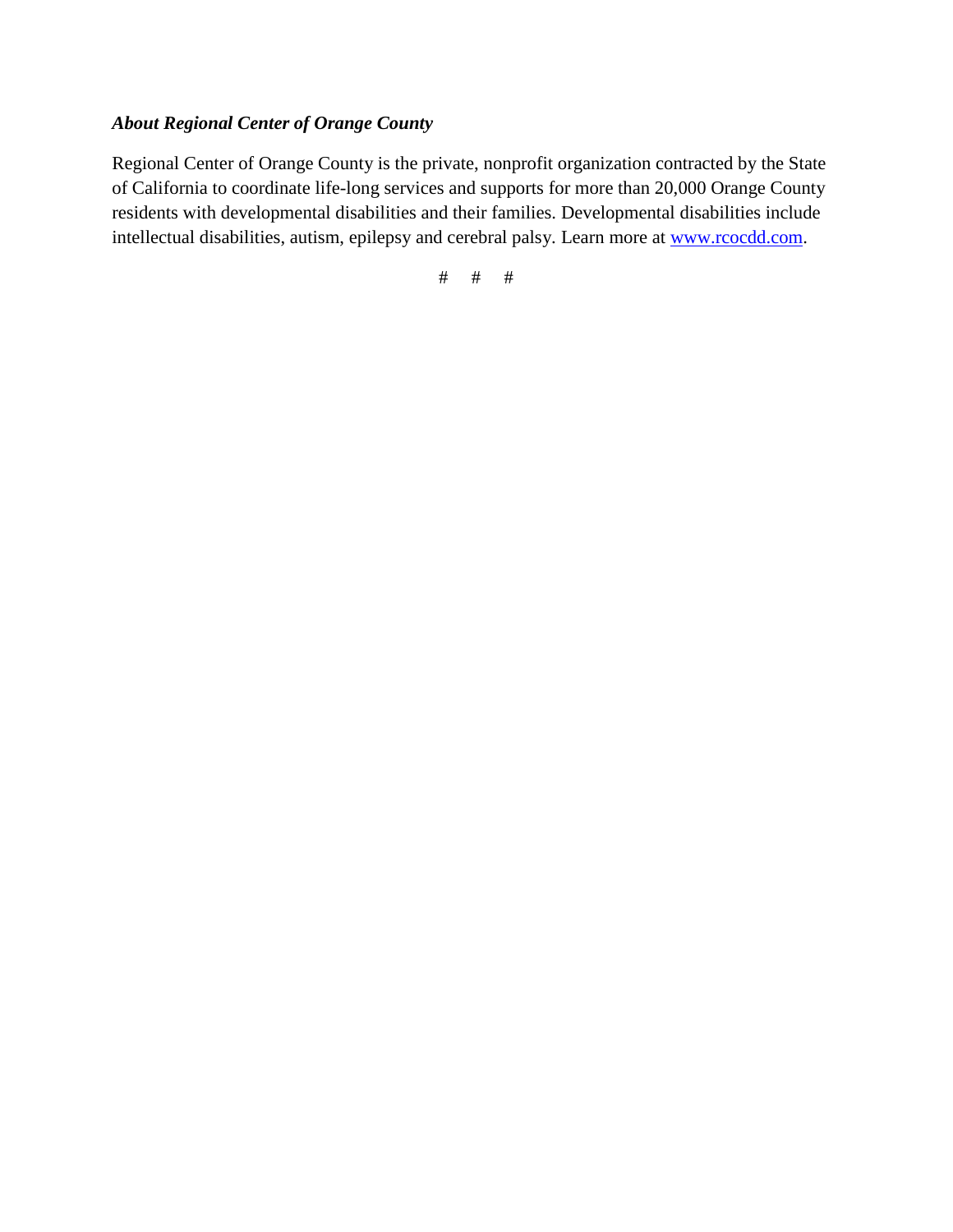***About Regional Center of Orange County***

Regional Center of Orange County is the private, nonprofit organization contracted by the State of California to coordinate life-long services and supports for more than 20,000 Orange County residents with developmental disabilities and their families. Developmental disabilities include intellectual disabilities, autism, epilepsy and cerebral palsy. Learn more at [www.rcocdd.com](http://www.rcocdd.com).

# # #